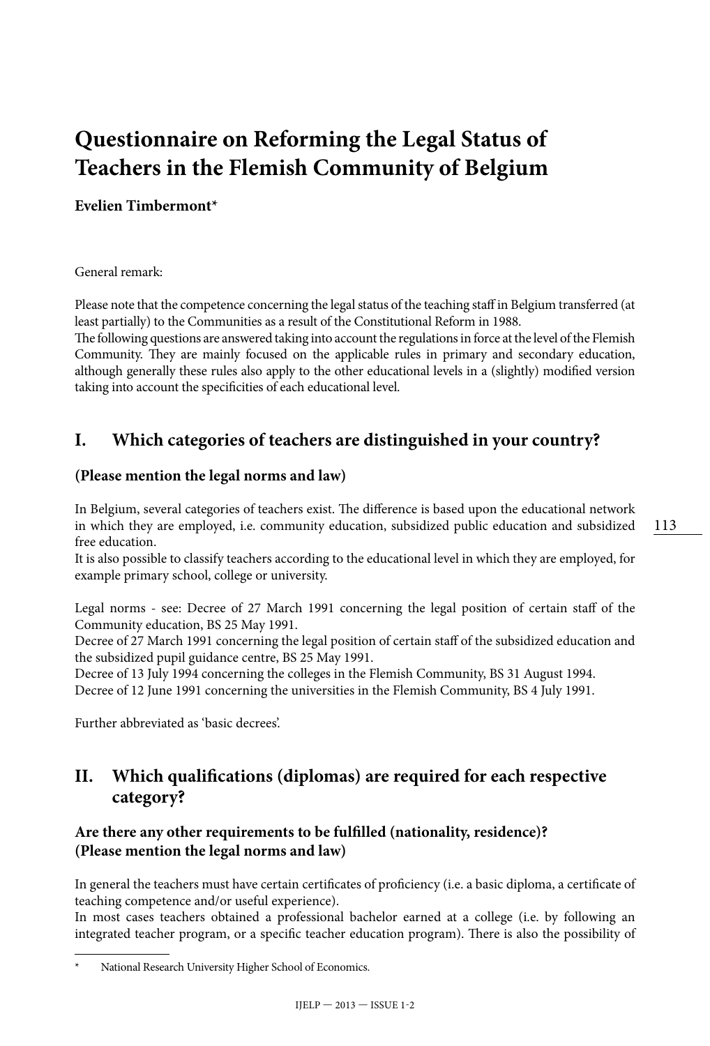# Questionnaire on Reforming the Legal Status of Teachers in the Flemish Community of Belgium

**Evelien Timbermont***

General remark:

Please note that the competence concerning the legal status of the teaching staff in Belgium transferred (at least partially) to the Communities as a result of the Constitutional Reform in 1988.
The following questions are answered taking into account the regulations in force at the level of the Flemish Community. They are mainly focused on the applicable rules in primary and secondary education, although generally these rules also apply to the other educational levels in a (slightly) modified version taking into account the specificities of each educational level.

## I. Which categories of teachers are distinguished in your country?

### (Please mention the legal norms and law)

In Belgium, several categories of teachers exist. The difference is based upon the educational network in which they are employed, i.e. community education, subsidized public education and subsidized free education.
It is also possible to classify teachers according to the educational level in which they are employed, for example primary school, college or university.

Legal norms - see: Decree of 27 March 1991 concerning the legal position of certain staff of the Community education, BS 25 May 1991.
Decree of 27 March 1991 concerning the legal position of certain staff of the subsidized education and the subsidized pupil guidance centre, BS 25 May 1991.
Decree of 13 July 1994 concerning the colleges in the Flemish Community, BS 31 August 1994.
Decree of 12 June 1991 concerning the universities in the Flemish Community, BS 4 July 1991.

Further abbreviated as 'basic decrees'.

## II. Which qualifications (diplomas) are required for each respective category?

### Are there any other requirements to be fulfilled (nationality, residence)? (Please mention the legal norms and law)

In general the teachers must have certain certificates of proficiency (i.e. a basic diploma, a certificate of teaching competence and/or useful experience).
In most cases teachers obtained a professional bachelor earned at a college (i.e. by following an integrated teacher program, or a specific teacher education program). There is also the possibility of

---

* National Research University Higher School of Economics.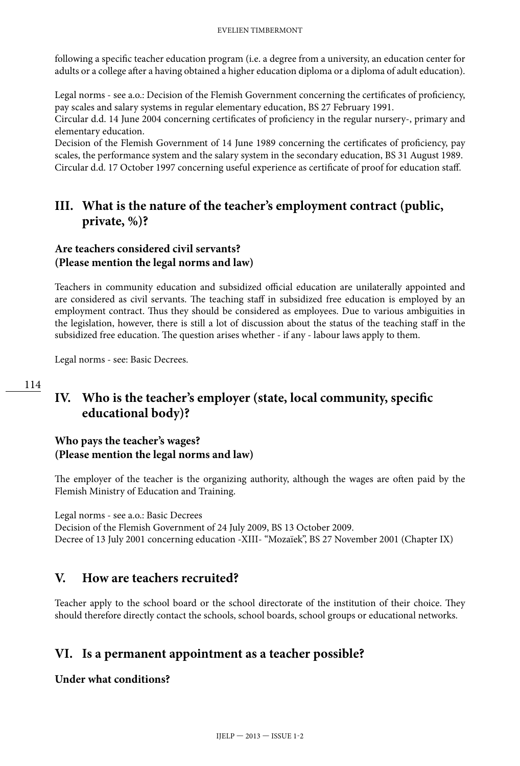following a specific teacher education program (i.e. a degree from a university, an education center for adults or a college after a having obtained a higher education diploma or a diploma of adult education).

Legal norms - see a.o.: Decision of the Flemish Government concerning the certificates of proficiency, pay scales and salary systems in regular elementary education, BS 27 February 1991.
Circular d.d. 14 June 2004 concerning certificates of proficiency in the regular nursery-, primary and elementary education.
Decision of the Flemish Government of 14 June 1989 concerning the certificates of proficiency, pay scales, the performance system and the salary system in the secondary education, BS 31 August 1989.
Circular d.d. 17 October 1997 concerning useful experience as certificate of proof for education staff.

## III. What is the nature of the teacher's employment contract (public, private, %)?

### Are teachers considered civil servants? (Please mention the legal norms and law)

Teachers in community education and subsidized official education are unilaterally appointed and are considered as civil servants. The teaching staff in subsidized free education is employed by an employment contract. Thus they should be considered as employees. Due to various ambiguities in the legislation, however, there is still a lot of discussion about the status of the teaching staff in the subsidized free education. The question arises whether - if any - labour laws apply to them.

Legal norms - see: Basic Decrees.

## IV. Who is the teacher's employer (state, local community, specific educational body)?

### Who pays the teacher's wages? (Please mention the legal norms and law)

The employer of the teacher is the organizing authority, although the wages are often paid by the Flemish Ministry of Education and Training.

Legal norms - see a.o.: Basic Decrees
Decision of the Flemish Government of 24 July 2009, BS 13 October 2009.
Decree of 13 July 2001 concerning education -XIII- "Mozaïek", BS 27 November 2001 (Chapter IX)

## V. How are teachers recruited?

Teacher apply to the school board or the school directorate of the institution of their choice. They should therefore directly contact the schools, school boards, school groups or educational networks.

## VI. Is a permanent appointment as a teacher possible?

### Under what conditions?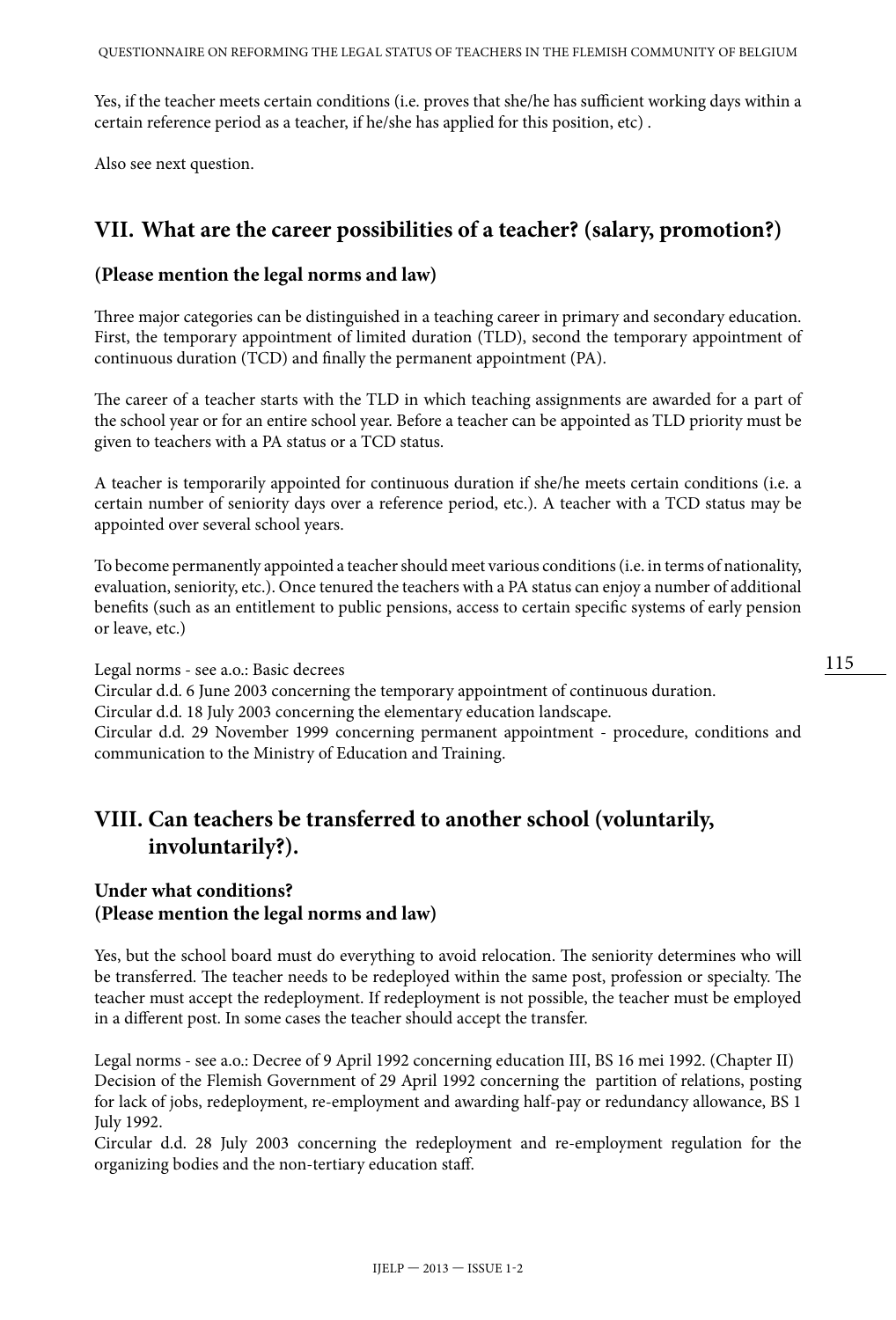Yes, if the teacher meets certain conditions (i.e. proves that she/he has sufficient working days within a certain reference period as a teacher, if he/she has applied for this position, etc) .

Also see next question.

## VII. What are the career possibilities of a teacher? (salary, promotion?)

### (Please mention the legal norms and law)

Three major categories can be distinguished in a teaching career in primary and secondary education. First, the temporary appointment of limited duration (TLD), second the temporary appointment of continuous duration (TCD) and finally the permanent appointment (PA).

The career of a teacher starts with the TLD in which teaching assignments are awarded for a part of the school year or for an entire school year. Before a teacher can be appointed as TLD priority must be given to teachers with a PA status or a TCD status.

A teacher is temporarily appointed for continuous duration if she/he meets certain conditions (i.e. a certain number of seniority days over a reference period, etc.). A teacher with a TCD status may be appointed over several school years.

To become permanently appointed a teacher should meet various conditions (i.e. in terms of nationality, evaluation, seniority, etc.). Once tenured the teachers with a PA status can enjoy a number of additional benefits (such as an entitlement to public pensions, access to certain specific systems of early pension or leave, etc.)

Legal norms - see a.o.: Basic decrees
Circular d.d. 6 June 2003 concerning the temporary appointment of continuous duration.
Circular d.d. 18 July 2003 concerning the elementary education landscape.
Circular d.d. 29 November 1999 concerning permanent appointment - procedure, conditions and communication to the Ministry of Education and Training.

## VIII. Can teachers be transferred to another school (voluntarily, involuntarily?).

### Under what conditions?
### (Please mention the legal norms and law)

Yes, but the school board must do everything to avoid relocation. The seniority determines who will be transferred. The teacher needs to be redeployed within the same post, profession or specialty. The teacher must accept the redeployment. If redeployment is not possible, the teacher must be employed in a different post. In some cases the teacher should accept the transfer.

Legal norms - see a.o.: Decree of 9 April 1992 concerning education III, BS 16 mei 1992. (Chapter II)
Decision of the Flemish Government of 29 April 1992 concerning the partition of relations, posting for lack of jobs, redeployment, re-employment and awarding half-pay or redundancy allowance, BS 1 July 1992.
Circular d.d. 28 July 2003 concerning the redeployment and re-employment regulation for the organizing bodies and the non-tertiary education staff.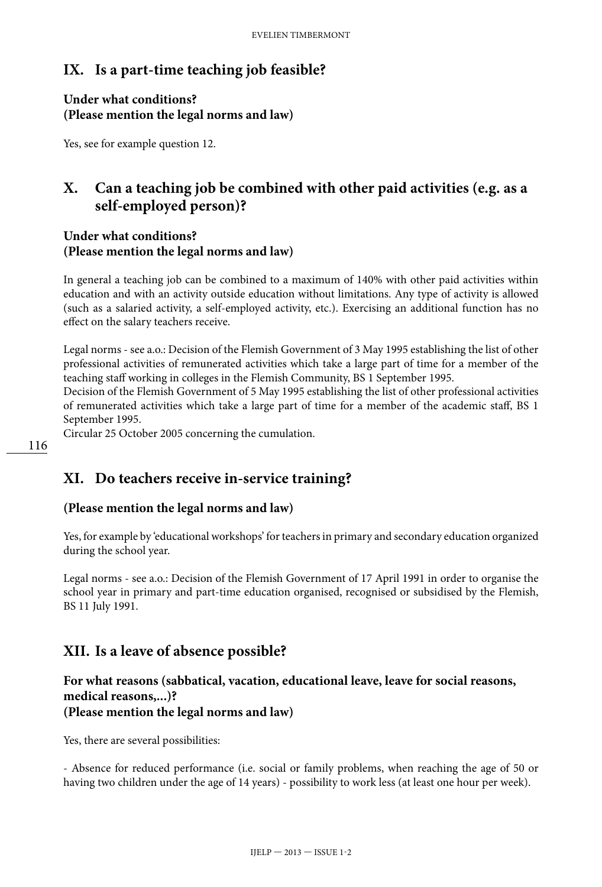## IX. Is a part-time teaching job feasible?

### Under what conditions? (Please mention the legal norms and law)

Yes, see for example question 12.

## X. Can a teaching job be combined with other paid activities (e.g. as a self-employed person)?

### Under what conditions? (Please mention the legal norms and law)

In general a teaching job can be combined to a maximum of 140% with other paid activities within education and with an activity outside education without limitations. Any type of activity is allowed (such as a salaried activity, a self-employed activity, etc.). Exercising an additional function has no effect on the salary teachers receive.

Legal norms - see a.o.: Decision of the Flemish Government of 3 May 1995 establishing the list of other professional activities of remunerated activities which take a large part of time for a member of the teaching staff working in colleges in the Flemish Community, BS 1 September 1995.
Decision of the Flemish Government of 5 May 1995 establishing the list of other professional activities of remunerated activities which take a large part of time for a member of the academic staff, BS 1 September 1995.
Circular 25 October 2005 concerning the cumulation.

## XI. Do teachers receive in-service training?

### (Please mention the legal norms and law)

Yes, for example by 'educational workshops' for teachers in primary and secondary education organized during the school year.

Legal norms - see a.o.: Decision of the Flemish Government of 17 April 1991 in order to organise the school year in primary and part-time education organised, recognised or subsidised by the Flemish, BS 11 July 1991.

## XII. Is a leave of absence possible?

### For what reasons (sabbatical, vacation, educational leave, leave for social reasons, medical reasons,...)? (Please mention the legal norms and law)

Yes, there are several possibilities:

- Absence for reduced performance (i.e. social or family problems, when reaching the age of 50 or having two children under the age of 14 years) - possibility to work less (at least one hour per week).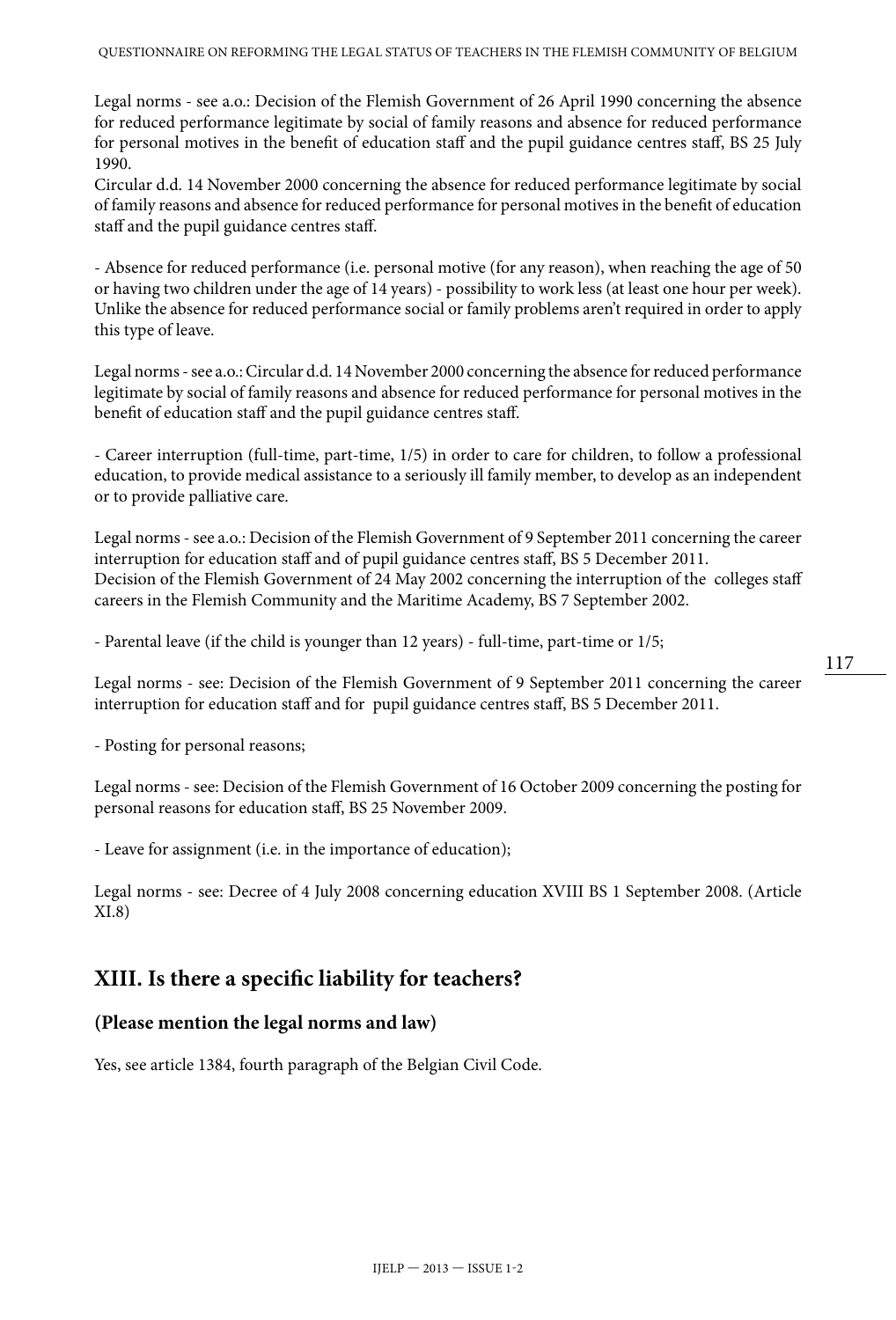Legal norms - see a.o.: Decision of the Flemish Government of 26 April 1990 concerning the absence for reduced performance legitimate by social of family reasons and absence for reduced performance for personal motives in the benefit of education staff and the pupil guidance centres staff, BS 25 July 1990.
Circular d.d. 14 November 2000 concerning the absence for reduced performance legitimate by social of family reasons and absence for reduced performance for personal motives in the benefit of education staff and the pupil guidance centres staff.

- Absence for reduced performance (i.e. personal motive (for any reason), when reaching the age of 50 or having two children under the age of 14 years) - possibility to work less (at least one hour per week). Unlike the absence for reduced performance social or family problems aren't required in order to apply this type of leave.

Legal norms - see a.o.: Circular d.d. 14 November 2000 concerning the absence for reduced performance legitimate by social of family reasons and absence for reduced performance for personal motives in the benefit of education staff and the pupil guidance centres staff.

- Career interruption (full-time, part-time, 1/5) in order to care for children, to follow a professional education, to provide medical assistance to a seriously ill family member, to develop as an independent or to provide palliative care.

Legal norms - see a.o.: Decision of the Flemish Government of 9 September 2011 concerning the career interruption for education staff and of pupil guidance centres staff, BS 5 December 2011.
Decision of the Flemish Government of 24 May 2002 concerning the interruption of the colleges staff careers in the Flemish Community and the Maritime Academy, BS 7 September 2002.

- Parental leave (if the child is younger than 12 years) - full-time, part-time or 1/5;

Legal norms - see: Decision of the Flemish Government of 9 September 2011 concerning the career interruption for education staff and for pupil guidance centres staff, BS 5 December 2011.

- Posting for personal reasons;

Legal norms - see: Decision of the Flemish Government of 16 October 2009 concerning the posting for personal reasons for education staff, BS 25 November 2009.

- Leave for assignment (i.e. in the importance of education);

Legal norms - see: Decree of 4 July 2008 concerning education XVIII BS 1 September 2008. (Article XI.8)

## XIII. Is there a specific liability for teachers?

### (Please mention the legal norms and law)

Yes, see article 1384, fourth paragraph of the Belgian Civil Code.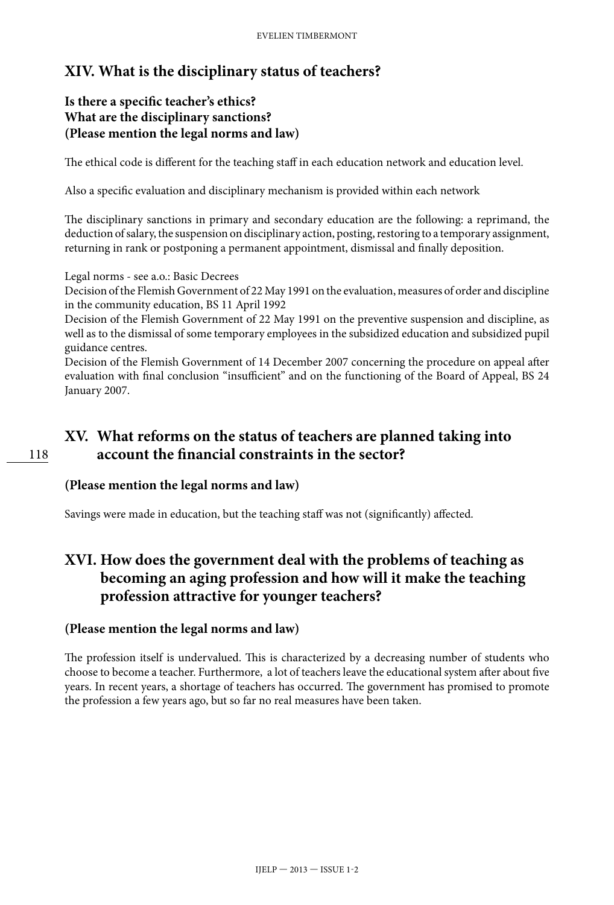## XIV. What is the disciplinary status of teachers?

### Is there a specific teacher's ethics?
### What are the disciplinary sanctions?
### (Please mention the legal norms and law)

The ethical code is different for the teaching staff in each education network and education level.

Also a specific evaluation and disciplinary mechanism is provided within each network

The disciplinary sanctions in primary and secondary education are the following: a reprimand, the deduction of salary, the suspension on disciplinary action, posting, restoring to a temporary assignment, returning in rank or postponing a permanent appointment, dismissal and finally deposition.

Legal norms - see a.o.: Basic Decrees
Decision of the Flemish Government of 22 May 1991 on the evaluation, measures of order and discipline in the community education, BS 11 April 1992
Decision of the Flemish Government of 22 May 1991 on the preventive suspension and discipline, as well as to the dismissal of some temporary employees in the subsidized education and subsidized pupil guidance centres.
Decision of the Flemish Government of 14 December 2007 concerning the procedure on appeal after evaluation with final conclusion "insufficient" and on the functioning of the Board of Appeal, BS 24 January 2007.

## XV. What reforms on the status of teachers are planned taking into account the financial constraints in the sector?

### (Please mention the legal norms and law)

Savings were made in education, but the teaching staff was not (significantly) affected.

## XVI. How does the government deal with the problems of teaching as becoming an aging profession and how will it make the teaching profession attractive for younger teachers?

### (Please mention the legal norms and law)

The profession itself is undervalued. This is characterized by a decreasing number of students who choose to become a teacher. Furthermore, a lot of teachers leave the educational system after about five years. In recent years, a shortage of teachers has occurred. The government has promised to promote the profession a few years ago, but so far no real measures have been taken.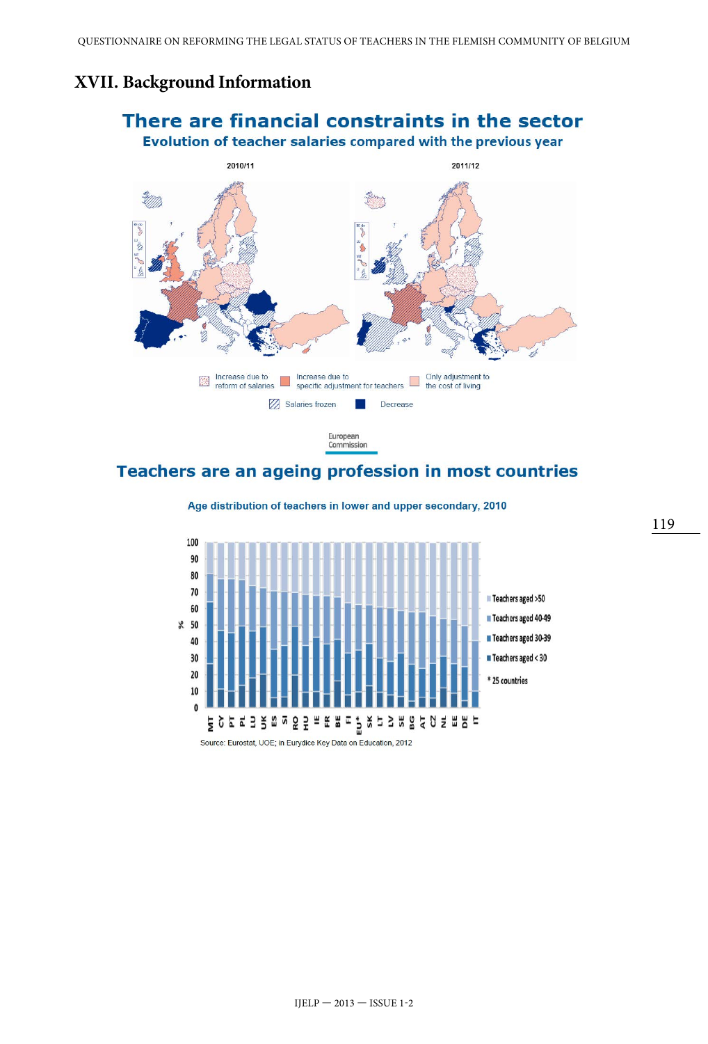# XVII. Background Information

## There are financial constraints in the sector

Evolution of teacher salaries compared with the previous year

2010/11

2011/12

Increase due to reform of salaries

Increase due to specific adjustment for teachers

Only adjustment to the cost of living

Salaries frozen

Decrease

European Commission

## Teachers are an ageing profession in most countries

Age distribution of teachers in lower and upper secondary, 2010

100
90
80
70
60
50
40
30
20
10
0

%

MT CY PT PL LU UK ES SI RO HU IE FR BE FI EU* SK LT LV SE BG AT CZ NL EE DE IT

Teachers aged >50

Teachers aged 40-49

Teachers aged 30-39

Teachers aged < 30

* 25 countries

Source: Eurostat, UOE; in Eurydice Key Data on Education, 2012